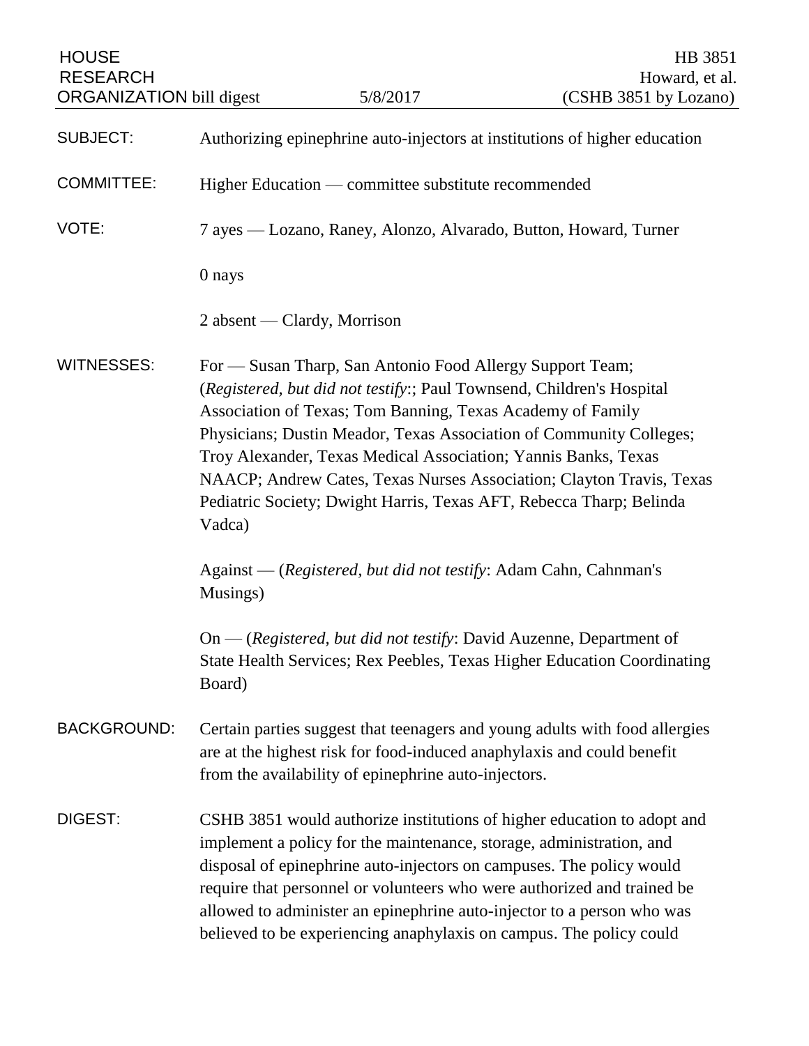HOUSE RESEARCH ORGANIZATION bill digest | 5/8/2017 | HB 3851 Howard, et al. (CSHB 3851 by Lozano)

| | |
|---|---|
| SUBJECT: | Authorizing epinephrine auto-injectors at institutions of higher education |
| COMMITTEE: | Higher Education — committee substitute recommended |
| VOTE: | 7 ayes — Lozano, Raney, Alonzo, Alvarado, Button, Howard, Turner<br><br>0 nays<br><br>2 absent — Clardy, Morrison |
| WITNESSES: | For — Susan Tharp, San Antonio Food Allergy Support Team; (*Registered, but did not testify*:; Paul Townsend, Children's Hospital Association of Texas; Tom Banning, Texas Academy of Family Physicians; Dustin Meador, Texas Association of Community Colleges; Troy Alexander, Texas Medical Association; Yannis Banks, Texas NAACP; Andrew Cates, Texas Nurses Association; Clayton Travis, Texas Pediatric Society; Dwight Harris, Texas AFT, Rebecca Tharp; Belinda Vadca)<br><br>Against — (*Registered, but did not testify*: Adam Cahn, Cahnman's Musings)<br><br>On — (*Registered, but did not testify*: David Auzenne, Department of State Health Services; Rex Peebles, Texas Higher Education Coordinating Board) |
| BACKGROUND: | Certain parties suggest that teenagers and young adults with food allergies are at the highest risk for food-induced anaphylaxis and could benefit from the availability of epinephrine auto-injectors. |
| DIGEST: | CSHB 3851 would authorize institutions of higher education to adopt and implement a policy for the maintenance, storage, administration, and disposal of epinephrine auto-injectors on campuses. The policy would require that personnel or volunteers who were authorized and trained be allowed to administer an epinephrine auto-injector to a person who was believed to be experiencing anaphylaxis on campus. The policy could |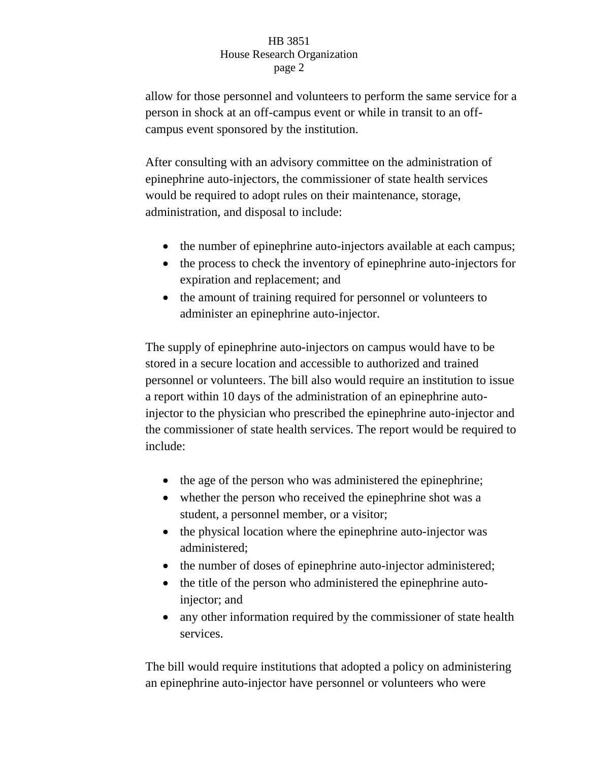allow for those personnel and volunteers to perform the same service for a person in shock at an off-campus event or while in transit to an off-campus event sponsored by the institution.

After consulting with an advisory committee on the administration of epinephrine auto-injectors, the commissioner of state health services would be required to adopt rules on their maintenance, storage, administration, and disposal to include:

- the number of epinephrine auto-injectors available at each campus;
- the process to check the inventory of epinephrine auto-injectors for expiration and replacement; and
- the amount of training required for personnel or volunteers to administer an epinephrine auto-injector.

The supply of epinephrine auto-injectors on campus would have to be stored in a secure location and accessible to authorized and trained personnel or volunteers. The bill also would require an institution to issue a report within 10 days of the administration of an epinephrine auto-injector to the physician who prescribed the epinephrine auto-injector and the commissioner of state health services. The report would be required to include:

- the age of the person who was administered the epinephrine;
- whether the person who received the epinephrine shot was a student, a personnel member, or a visitor;
- the physical location where the epinephrine auto-injector was administered;
- the number of doses of epinephrine auto-injector administered;
- the title of the person who administered the epinephrine auto-injector; and
- any other information required by the commissioner of state health services.

The bill would require institutions that adopted a policy on administering an epinephrine auto-injector have personnel or volunteers who were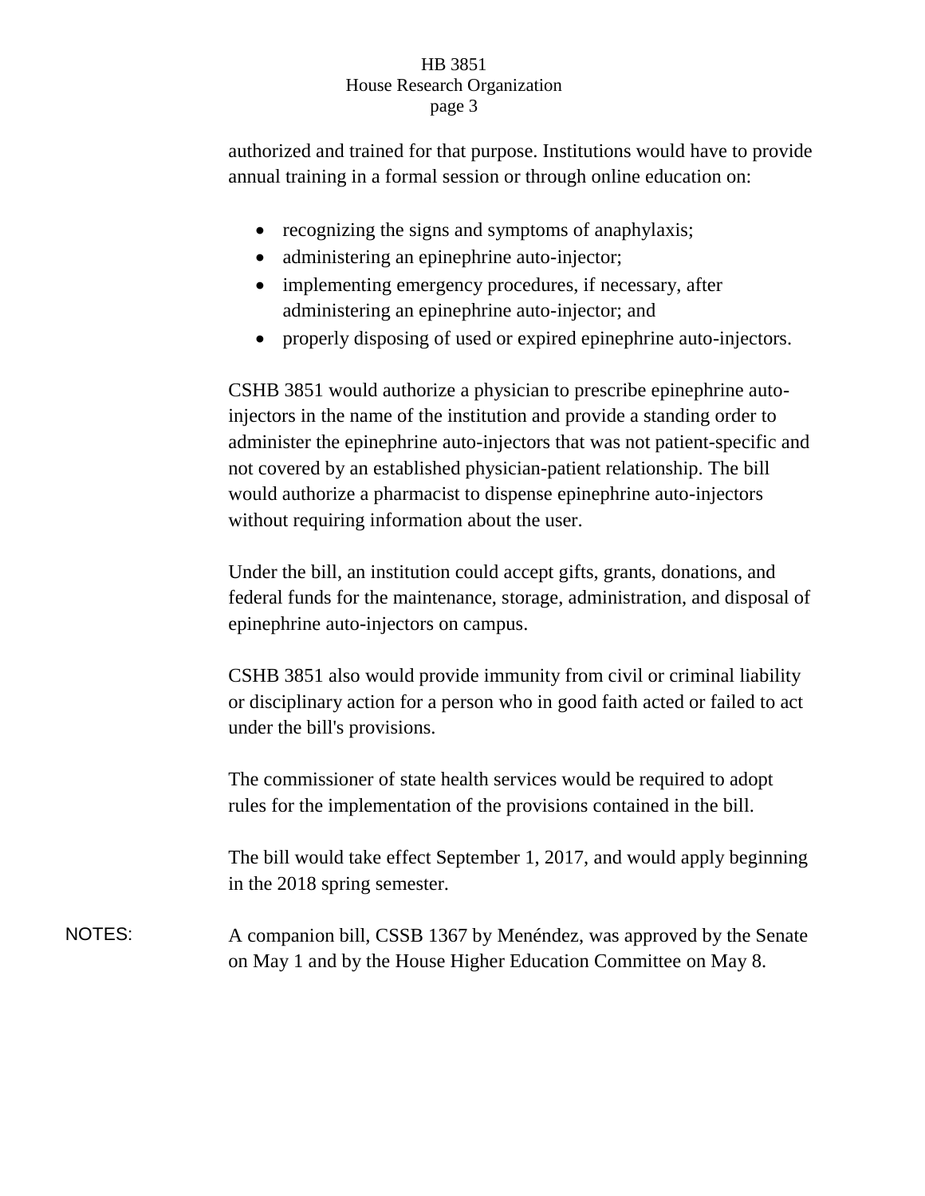authorized and trained for that purpose. Institutions would have to provide annual training in a formal session or through online education on:

- recognizing the signs and symptoms of anaphylaxis;
- administering an epinephrine auto-injector;
- implementing emergency procedures, if necessary, after administering an epinephrine auto-injector; and
- properly disposing of used or expired epinephrine auto-injectors.

CSHB 3851 would authorize a physician to prescribe epinephrine auto-injectors in the name of the institution and provide a standing order to administer the epinephrine auto-injectors that was not patient-specific and not covered by an established physician-patient relationship. The bill would authorize a pharmacist to dispense epinephrine auto-injectors without requiring information about the user.

Under the bill, an institution could accept gifts, grants, donations, and federal funds for the maintenance, storage, administration, and disposal of epinephrine auto-injectors on campus.

CSHB 3851 also would provide immunity from civil or criminal liability or disciplinary action for a person who in good faith acted or failed to act under the bill's provisions.

The commissioner of state health services would be required to adopt rules for the implementation of the provisions contained in the bill.

The bill would take effect September 1, 2017, and would apply beginning in the 2018 spring semester.

NOTES: A companion bill, CSSB 1367 by Menéndez, was approved by the Senate on May 1 and by the House Higher Education Committee on May 8.